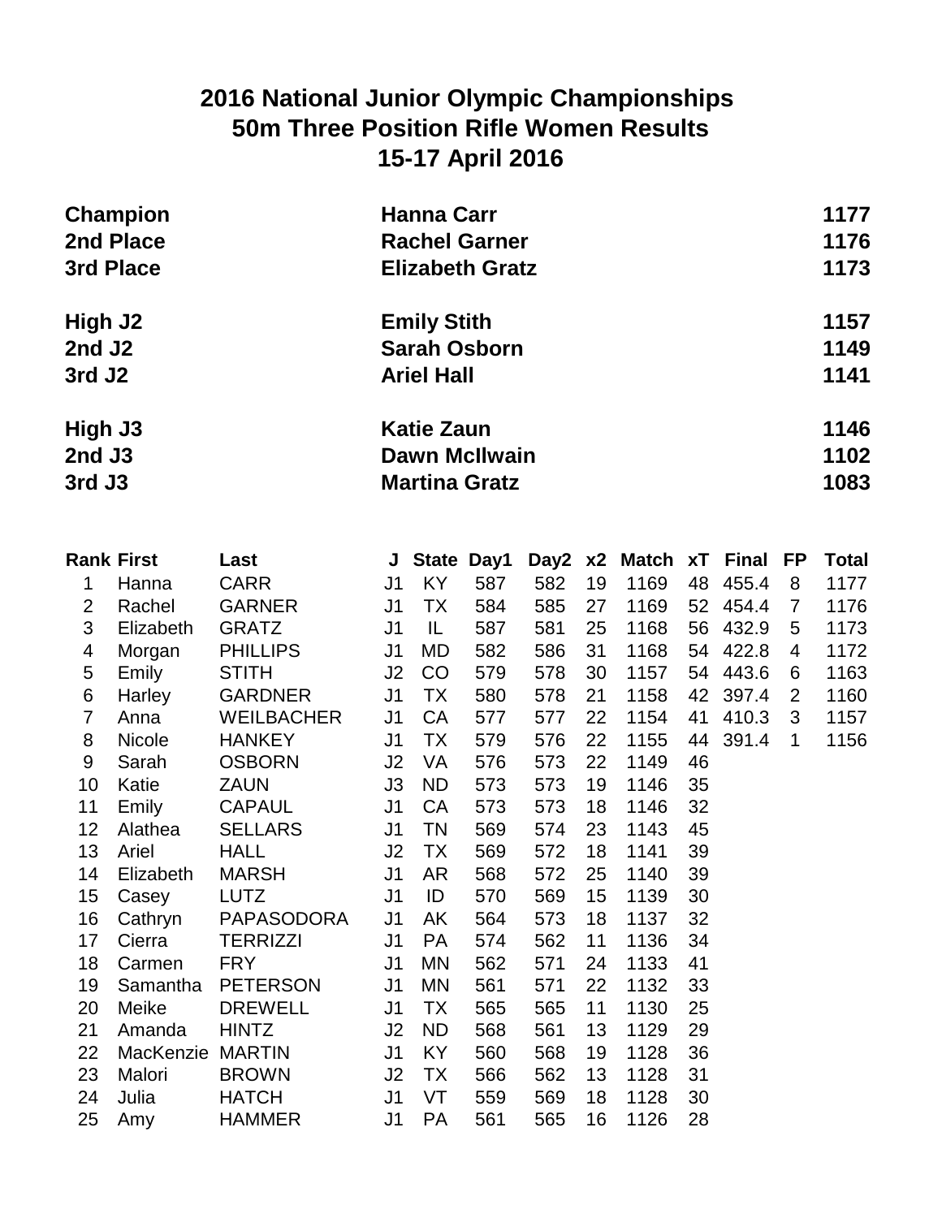# 2016 National Junior Olympic Championships
# 50m Three Position Rifle Women Results
# 15-17 April 2016

| | | |
|---|---|---|
| **Champion** | **Hanna Carr** | **1177** |
| **2nd Place** | **Rachel Garner** | **1176** |
| **3rd Place** | **Elizabeth Gratz** | **1173** |
| **High J2** | **Emily Stith** | **1157** |
| **2nd J2** | **Sarah Osborn** | **1149** |
| **3rd J2** | **Ariel Hall** | **1141** |
| **High J3** | **Katie Zaun** | **1146** |
| **2nd J3** | **Dawn McIlwain** | **1102** |
| **3rd J3** | **Martina Gratz** | **1083** |

| Rank | First | Last | J | State | Day1 | Day2 | x2 | Match | xT | Final | FP | Total |
|---|---|---|---|---|---|---|---|---|---|---|---|---|
| 1 | Hanna | CARR | J1 | KY | 587 | 582 | 19 | 1169 | 48 | 455.4 | 8 | 1177 |
| 2 | Rachel | GARNER | J1 | TX | 584 | 585 | 27 | 1169 | 52 | 454.4 | 7 | 1176 |
| 3 | Elizabeth | GRATZ | J1 | IL | 587 | 581 | 25 | 1168 | 56 | 432.9 | 5 | 1173 |
| 4 | Morgan | PHILLIPS | J1 | MD | 582 | 586 | 31 | 1168 | 54 | 422.8 | 4 | 1172 |
| 5 | Emily | STITH | J2 | CO | 579 | 578 | 30 | 1157 | 54 | 443.6 | 6 | 1163 |
| 6 | Harley | GARDNER | J1 | TX | 580 | 578 | 21 | 1158 | 42 | 397.4 | 2 | 1160 |
| 7 | Anna | WEILBACHER | J1 | CA | 577 | 577 | 22 | 1154 | 41 | 410.3 | 3 | 1157 |
| 8 | Nicole | HANKEY | J1 | TX | 579 | 576 | 22 | 1155 | 44 | 391.4 | 1 | 1156 |
| 9 | Sarah | OSBORN | J2 | VA | 576 | 573 | 22 | 1149 | 46 | | | |
| 10 | Katie | ZAUN | J3 | ND | 573 | 573 | 19 | 1146 | 35 | | | |
| 11 | Emily | CAPAUL | J1 | CA | 573 | 573 | 18 | 1146 | 32 | | | |
| 12 | Alathea | SELLARS | J1 | TN | 569 | 574 | 23 | 1143 | 45 | | | |
| 13 | Ariel | HALL | J2 | TX | 569 | 572 | 18 | 1141 | 39 | | | |
| 14 | Elizabeth | MARSH | J1 | AR | 568 | 572 | 25 | 1140 | 39 | | | |
| 15 | Casey | LUTZ | J1 | ID | 570 | 569 | 15 | 1139 | 30 | | | |
| 16 | Cathryn | PAPASODORA | J1 | AK | 564 | 573 | 18 | 1137 | 32 | | | |
| 17 | Cierra | TERRIZZI | J1 | PA | 574 | 562 | 11 | 1136 | 34 | | | |
| 18 | Carmen | FRY | J1 | MN | 562 | 571 | 24 | 1133 | 41 | | | |
| 19 | Samantha | PETERSON | J1 | MN | 561 | 571 | 22 | 1132 | 33 | | | |
| 20 | Meike | DREWELL | J1 | TX | 565 | 565 | 11 | 1130 | 25 | | | |
| 21 | Amanda | HINTZ | J2 | ND | 568 | 561 | 13 | 1129 | 29 | | | |
| 22 | MacKenzie | MARTIN | J1 | KY | 560 | 568 | 19 | 1128 | 36 | | | |
| 23 | Malori | BROWN | J2 | TX | 566 | 562 | 13 | 1128 | 31 | | | |
| 24 | Julia | HATCH | J1 | VT | 559 | 569 | 18 | 1128 | 30 | | | |
| 25 | Amy | HAMMER | J1 | PA | 561 | 565 | 16 | 1126 | 28 | | | |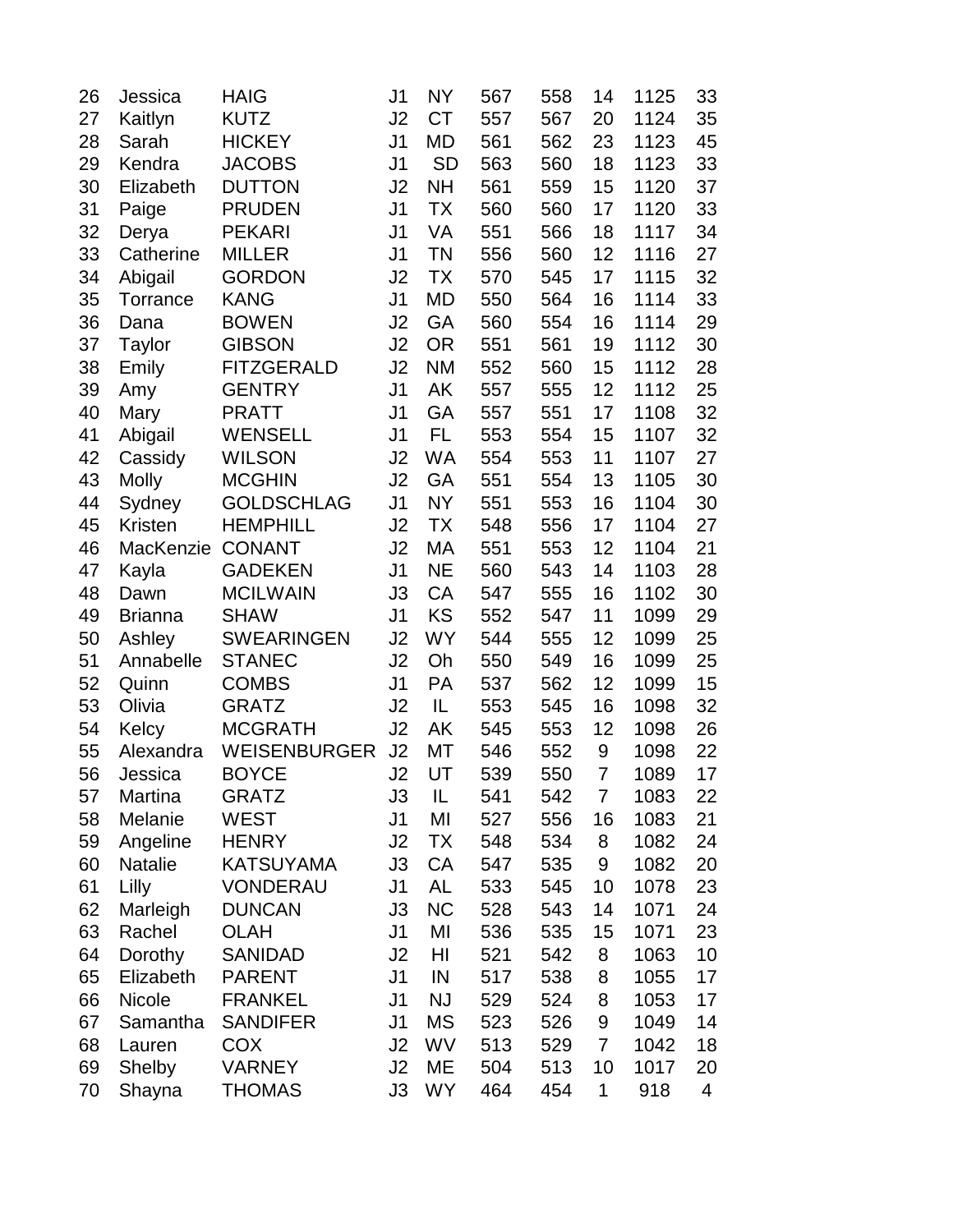| | | | | | | | | | |
|---|---|---|---|---|---|---|---|---|---|
| 26 | Jessica | HAIG | J1 | NY | 567 | 558 | 14 | 1125 | 33 |
| 27 | Kaitlyn | KUTZ | J2 | CT | 557 | 567 | 20 | 1124 | 35 |
| 28 | Sarah | HICKEY | J1 | MD | 561 | 562 | 23 | 1123 | 45 |
| 29 | Kendra | JACOBS | J1 | SD | 563 | 560 | 18 | 1123 | 33 |
| 30 | Elizabeth | DUTTON | J2 | NH | 561 | 559 | 15 | 1120 | 37 |
| 31 | Paige | PRUDEN | J1 | TX | 560 | 560 | 17 | 1120 | 33 |
| 32 | Derya | PEKARI | J1 | VA | 551 | 566 | 18 | 1117 | 34 |
| 33 | Catherine | MILLER | J1 | TN | 556 | 560 | 12 | 1116 | 27 |
| 34 | Abigail | GORDON | J2 | TX | 570 | 545 | 17 | 1115 | 32 |
| 35 | Torrance | KANG | J1 | MD | 550 | 564 | 16 | 1114 | 33 |
| 36 | Dana | BOWEN | J2 | GA | 560 | 554 | 16 | 1114 | 29 |
| 37 | Taylor | GIBSON | J2 | OR | 551 | 561 | 19 | 1112 | 30 |
| 38 | Emily | FITZGERALD | J2 | NM | 552 | 560 | 15 | 1112 | 28 |
| 39 | Amy | GENTRY | J1 | AK | 557 | 555 | 12 | 1112 | 25 |
| 40 | Mary | PRATT | J1 | GA | 557 | 551 | 17 | 1108 | 32 |
| 41 | Abigail | WENSELL | J1 | FL | 553 | 554 | 15 | 1107 | 32 |
| 42 | Cassidy | WILSON | J2 | WA | 554 | 553 | 11 | 1107 | 27 |
| 43 | Molly | MCGHIN | J2 | GA | 551 | 554 | 13 | 1105 | 30 |
| 44 | Sydney | GOLDSCHLAG | J1 | NY | 551 | 553 | 16 | 1104 | 30 |
| 45 | Kristen | HEMPHILL | J2 | TX | 548 | 556 | 17 | 1104 | 27 |
| 46 | MacKenzie | CONANT | J2 | MA | 551 | 553 | 12 | 1104 | 21 |
| 47 | Kayla | GADEKEN | J1 | NE | 560 | 543 | 14 | 1103 | 28 |
| 48 | Dawn | MCILWAIN | J3 | CA | 547 | 555 | 16 | 1102 | 30 |
| 49 | Brianna | SHAW | J1 | KS | 552 | 547 | 11 | 1099 | 29 |
| 50 | Ashley | SWEARINGEN | J2 | WY | 544 | 555 | 12 | 1099 | 25 |
| 51 | Annabelle | STANEC | J2 | Oh | 550 | 549 | 16 | 1099 | 25 |
| 52 | Quinn | COMBS | J1 | PA | 537 | 562 | 12 | 1099 | 15 |
| 53 | Olivia | GRATZ | J2 | IL | 553 | 545 | 16 | 1098 | 32 |
| 54 | Kelcy | MCGRATH | J2 | AK | 545 | 553 | 12 | 1098 | 26 |
| 55 | Alexandra | WEISENBURGER | J2 | MT | 546 | 552 | 9 | 1098 | 22 |
| 56 | Jessica | BOYCE | J2 | UT | 539 | 550 | 7 | 1089 | 17 |
| 57 | Martina | GRATZ | J3 | IL | 541 | 542 | 7 | 1083 | 22 |
| 58 | Melanie | WEST | J1 | MI | 527 | 556 | 16 | 1083 | 21 |
| 59 | Angeline | HENRY | J2 | TX | 548 | 534 | 8 | 1082 | 24 |
| 60 | Natalie | KATSUYAMA | J3 | CA | 547 | 535 | 9 | 1082 | 20 |
| 61 | Lilly | VONDERAU | J1 | AL | 533 | 545 | 10 | 1078 | 23 |
| 62 | Marleigh | DUNCAN | J3 | NC | 528 | 543 | 14 | 1071 | 24 |
| 63 | Rachel | OLAH | J1 | MI | 536 | 535 | 15 | 1071 | 23 |
| 64 | Dorothy | SANIDAD | J2 | HI | 521 | 542 | 8 | 1063 | 10 |
| 65 | Elizabeth | PARENT | J1 | IN | 517 | 538 | 8 | 1055 | 17 |
| 66 | Nicole | FRANKEL | J1 | NJ | 529 | 524 | 8 | 1053 | 17 |
| 67 | Samantha | SANDIFER | J1 | MS | 523 | 526 | 9 | 1049 | 14 |
| 68 | Lauren | COX | J2 | WV | 513 | 529 | 7 | 1042 | 18 |
| 69 | Shelby | VARNEY | J2 | ME | 504 | 513 | 10 | 1017 | 20 |
| 70 | Shayna | THOMAS | J3 | WY | 464 | 454 | 1 | 918 | 4 |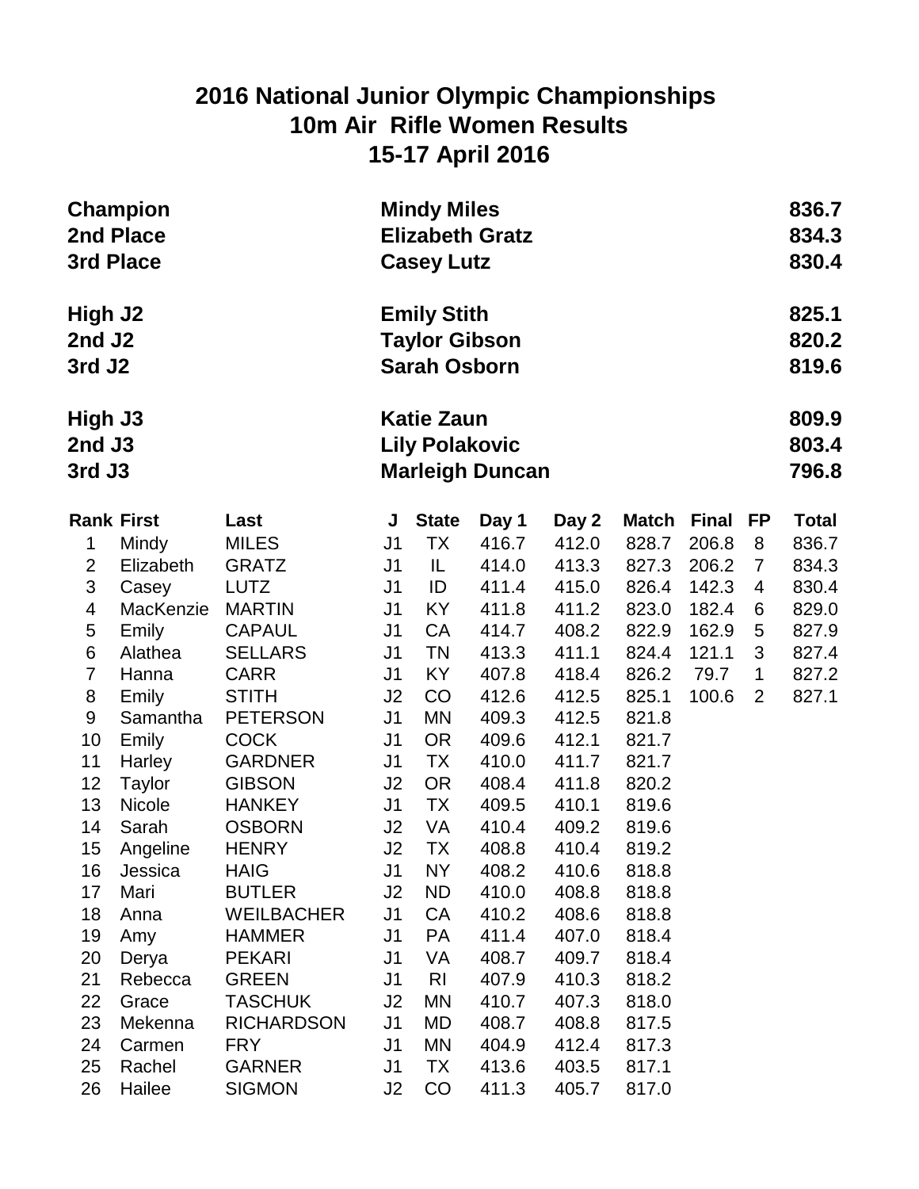# 2016 National Junior Olympic Championships
## 10m Air Rifle Women Results
## 15-17 April 2016

| | | |
|---|---|---|
| **Champion** | **Mindy Miles** | **836.7** |
| **2nd Place** | **Elizabeth Gratz** | **834.3** |
| **3rd Place** | **Casey Lutz** | **830.4** |
| **High J2** | **Emily Stith** | **825.1** |
| **2nd J2** | **Taylor Gibson** | **820.2** |
| **3rd J2** | **Sarah Osborn** | **819.6** |
| **High J3** | **Katie Zaun** | **809.9** |
| **2nd J3** | **Lily Polakovic** | **803.4** |
| **3rd J3** | **Marleigh Duncan** | **796.8** |

| Rank | First | Last | J | State | Day 1 | Day 2 | Match | Final | FP | Total |
|---|---|---|---|---|---|---|---|---|---|---|
| 1 | Mindy | MILES | J1 | TX | 416.7 | 412.0 | 828.7 | 206.8 | 8 | 836.7 |
| 2 | Elizabeth | GRATZ | J1 | IL | 414.0 | 413.3 | 827.3 | 206.2 | 7 | 834.3 |
| 3 | Casey | LUTZ | J1 | ID | 411.4 | 415.0 | 826.4 | 142.3 | 4 | 830.4 |
| 4 | MacKenzie | MARTIN | J1 | KY | 411.8 | 411.2 | 823.0 | 182.4 | 6 | 829.0 |
| 5 | Emily | CAPAUL | J1 | CA | 414.7 | 408.2 | 822.9 | 162.9 | 5 | 827.9 |
| 6 | Alathea | SELLARS | J1 | TN | 413.3 | 411.1 | 824.4 | 121.1 | 3 | 827.4 |
| 7 | Hanna | CARR | J1 | KY | 407.8 | 418.4 | 826.2 | 79.7 | 1 | 827.2 |
| 8 | Emily | STITH | J2 | CO | 412.6 | 412.5 | 825.1 | 100.6 | 2 | 827.1 |
| 9 | Samantha | PETERSON | J1 | MN | 409.3 | 412.5 | 821.8 | | | |
| 10 | Emily | COCK | J1 | OR | 409.6 | 412.1 | 821.7 | | | |
| 11 | Harley | GARDNER | J1 | TX | 410.0 | 411.7 | 821.7 | | | |
| 12 | Taylor | GIBSON | J2 | OR | 408.4 | 411.8 | 820.2 | | | |
| 13 | Nicole | HANKEY | J1 | TX | 409.5 | 410.1 | 819.6 | | | |
| 14 | Sarah | OSBORN | J2 | VA | 410.4 | 409.2 | 819.6 | | | |
| 15 | Angeline | HENRY | J2 | TX | 408.8 | 410.4 | 819.2 | | | |
| 16 | Jessica | HAIG | J1 | NY | 408.2 | 410.6 | 818.8 | | | |
| 17 | Mari | BUTLER | J2 | ND | 410.0 | 408.8 | 818.8 | | | |
| 18 | Anna | WEILBACHER | J1 | CA | 410.2 | 408.6 | 818.8 | | | |
| 19 | Amy | HAMMER | J1 | PA | 411.4 | 407.0 | 818.4 | | | |
| 20 | Derya | PEKARI | J1 | VA | 408.7 | 409.7 | 818.4 | | | |
| 21 | Rebecca | GREEN | J1 | RI | 407.9 | 410.3 | 818.2 | | | |
| 22 | Grace | TASCHUK | J2 | MN | 410.7 | 407.3 | 818.0 | | | |
| 23 | Mekenna | RICHARDSON | J1 | MD | 408.7 | 408.8 | 817.5 | | | |
| 24 | Carmen | FRY | J1 | MN | 404.9 | 412.4 | 817.3 | | | |
| 25 | Rachel | GARNER | J1 | TX | 413.6 | 403.5 | 817.1 | | | |
| 26 | Hailee | SIGMON | J2 | CO | 411.3 | 405.7 | 817.0 | | | |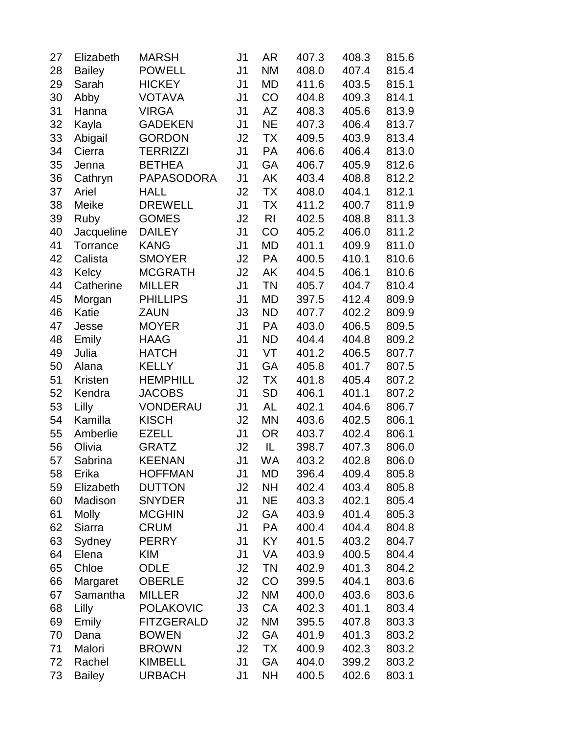| | | | | | | | |
|---|---|---|---|---|---|---|---|
| 27 | Elizabeth | MARSH | J1 | AR | 407.3 | 408.3 | 815.6 |
| 28 | Bailey | POWELL | J1 | NM | 408.0 | 407.4 | 815.4 |
| 29 | Sarah | HICKEY | J1 | MD | 411.6 | 403.5 | 815.1 |
| 30 | Abby | VOTAVA | J1 | CO | 404.8 | 409.3 | 814.1 |
| 31 | Hanna | VIRGA | J1 | AZ | 408.3 | 405.6 | 813.9 |
| 32 | Kayla | GADEKEN | J1 | NE | 407.3 | 406.4 | 813.7 |
| 33 | Abigail | GORDON | J2 | TX | 409.5 | 403.9 | 813.4 |
| 34 | Cierra | TERRIZZI | J1 | PA | 406.6 | 406.4 | 813.0 |
| 35 | Jenna | BETHEA | J1 | GA | 406.7 | 405.9 | 812.6 |
| 36 | Cathryn | PAPASODORA | J1 | AK | 403.4 | 408.8 | 812.2 |
| 37 | Ariel | HALL | J2 | TX | 408.0 | 404.1 | 812.1 |
| 38 | Meike | DREWELL | J1 | TX | 411.2 | 400.7 | 811.9 |
| 39 | Ruby | GOMES | J2 | RI | 402.5 | 408.8 | 811.3 |
| 40 | Jacqueline | DAILEY | J1 | CO | 405.2 | 406.0 | 811.2 |
| 41 | Torrance | KANG | J1 | MD | 401.1 | 409.9 | 811.0 |
| 42 | Calista | SMOYER | J2 | PA | 400.5 | 410.1 | 810.6 |
| 43 | Kelcy | MCGRATH | J2 | AK | 404.5 | 406.1 | 810.6 |
| 44 | Catherine | MILLER | J1 | TN | 405.7 | 404.7 | 810.4 |
| 45 | Morgan | PHILLIPS | J1 | MD | 397.5 | 412.4 | 809.9 |
| 46 | Katie | ZAUN | J3 | ND | 407.7 | 402.2 | 809.9 |
| 47 | Jesse | MOYER | J1 | PA | 403.0 | 406.5 | 809.5 |
| 48 | Emily | HAAG | J1 | ND | 404.4 | 404.8 | 809.2 |
| 49 | Julia | HATCH | J1 | VT | 401.2 | 406.5 | 807.7 |
| 50 | Alana | KELLY | J1 | GA | 405.8 | 401.7 | 807.5 |
| 51 | Kristen | HEMPHILL | J2 | TX | 401.8 | 405.4 | 807.2 |
| 52 | Kendra | JACOBS | J1 | SD | 406.1 | 401.1 | 807.2 |
| 53 | Lilly | VONDERAU | J1 | AL | 402.1 | 404.6 | 806.7 |
| 54 | Kamilla | KISCH | J2 | MN | 403.6 | 402.5 | 806.1 |
| 55 | Amberlie | EZELL | J1 | OR | 403.7 | 402.4 | 806.1 |
| 56 | Olivia | GRATZ | J2 | IL | 398.7 | 407.3 | 806.0 |
| 57 | Sabrina | KEENAN | J1 | WA | 403.2 | 402.8 | 806.0 |
| 58 | Erika | HOFFMAN | J1 | MD | 396.4 | 409.4 | 805.8 |
| 59 | Elizabeth | DUTTON | J2 | NH | 402.4 | 403.4 | 805.8 |
| 60 | Madison | SNYDER | J1 | NE | 403.3 | 402.1 | 805.4 |
| 61 | Molly | MCGHIN | J2 | GA | 403.9 | 401.4 | 805.3 |
| 62 | Siarra | CRUM | J1 | PA | 400.4 | 404.4 | 804.8 |
| 63 | Sydney | PERRY | J1 | KY | 401.5 | 403.2 | 804.7 |
| 64 | Elena | KIM | J1 | VA | 403.9 | 400.5 | 804.4 |
| 65 | Chloe | ODLE | J2 | TN | 402.9 | 401.3 | 804.2 |
| 66 | Margaret | OBERLE | J2 | CO | 399.5 | 404.1 | 803.6 |
| 67 | Samantha | MILLER | J2 | NM | 400.0 | 403.6 | 803.6 |
| 68 | Lilly | POLAKOVIC | J3 | CA | 402.3 | 401.1 | 803.4 |
| 69 | Emily | FITZGERALD | J2 | NM | 395.5 | 407.8 | 803.3 |
| 70 | Dana | BOWEN | J2 | GA | 401.9 | 401.3 | 803.2 |
| 71 | Malori | BROWN | J2 | TX | 400.9 | 402.3 | 803.2 |
| 72 | Rachel | KIMBELL | J1 | GA | 404.0 | 399.2 | 803.2 |
| 73 | Bailey | URBACH | J1 | NH | 400.5 | 402.6 | 803.1 |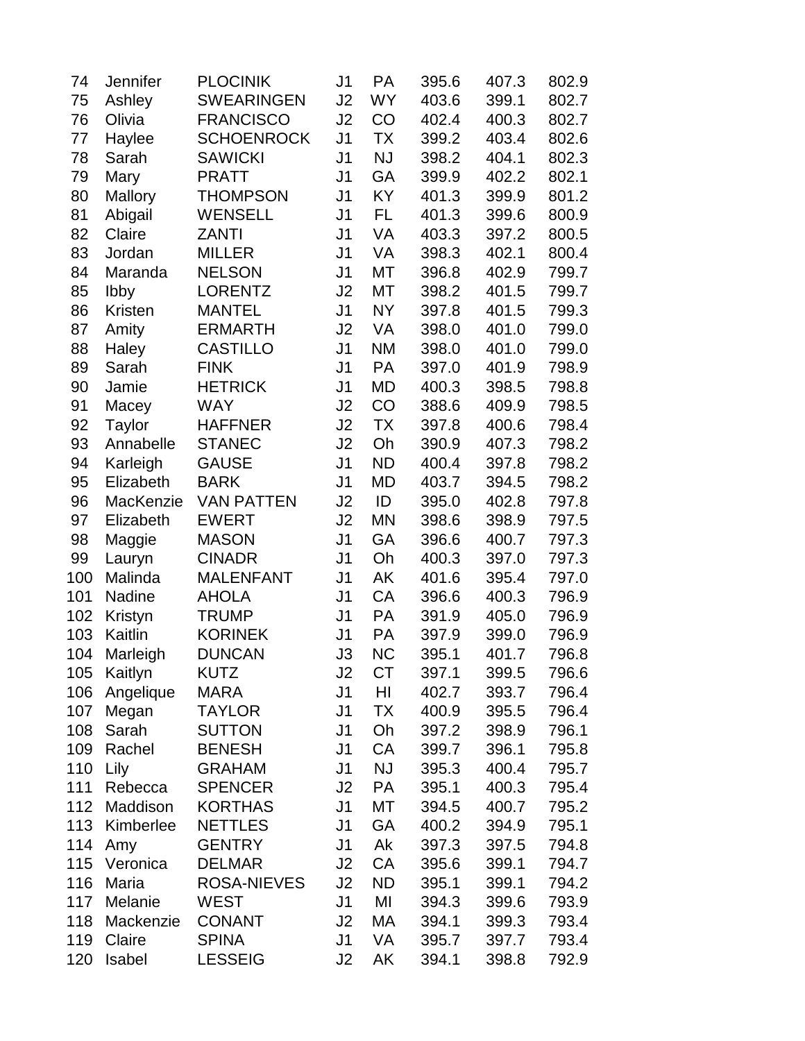| | | | | | | | |
|---|---|---|---|---|---|---|---|
| 74 | Jennifer | PLOCINIK | J1 | PA | 395.6 | 407.3 | 802.9 |
| 75 | Ashley | SWEARINGEN | J2 | WY | 403.6 | 399.1 | 802.7 |
| 76 | Olivia | FRANCISCO | J2 | CO | 402.4 | 400.3 | 802.7 |
| 77 | Haylee | SCHOENROCK | J1 | TX | 399.2 | 403.4 | 802.6 |
| 78 | Sarah | SAWICKI | J1 | NJ | 398.2 | 404.1 | 802.3 |
| 79 | Mary | PRATT | J1 | GA | 399.9 | 402.2 | 802.1 |
| 80 | Mallory | THOMPSON | J1 | KY | 401.3 | 399.9 | 801.2 |
| 81 | Abigail | WENSELL | J1 | FL | 401.3 | 399.6 | 800.9 |
| 82 | Claire | ZANTI | J1 | VA | 403.3 | 397.2 | 800.5 |
| 83 | Jordan | MILLER | J1 | VA | 398.3 | 402.1 | 800.4 |
| 84 | Maranda | NELSON | J1 | MT | 396.8 | 402.9 | 799.7 |
| 85 | Ibby | LORENTZ | J2 | MT | 398.2 | 401.5 | 799.7 |
| 86 | Kristen | MANTEL | J1 | NY | 397.8 | 401.5 | 799.3 |
| 87 | Amity | ERMARTH | J2 | VA | 398.0 | 401.0 | 799.0 |
| 88 | Haley | CASTILLO | J1 | NM | 398.0 | 401.0 | 799.0 |
| 89 | Sarah | FINK | J1 | PA | 397.0 | 401.9 | 798.9 |
| 90 | Jamie | HETRICK | J1 | MD | 400.3 | 398.5 | 798.8 |
| 91 | Macey | WAY | J2 | CO | 388.6 | 409.9 | 798.5 |
| 92 | Taylor | HAFFNER | J2 | TX | 397.8 | 400.6 | 798.4 |
| 93 | Annabelle | STANEC | J2 | Oh | 390.9 | 407.3 | 798.2 |
| 94 | Karleigh | GAUSE | J1 | ND | 400.4 | 397.8 | 798.2 |
| 95 | Elizabeth | BARK | J1 | MD | 403.7 | 394.5 | 798.2 |
| 96 | MacKenzie | VAN PATTEN | J2 | ID | 395.0 | 402.8 | 797.8 |
| 97 | Elizabeth | EWERT | J2 | MN | 398.6 | 398.9 | 797.5 |
| 98 | Maggie | MASON | J1 | GA | 396.6 | 400.7 | 797.3 |
| 99 | Lauryn | CINADR | J1 | Oh | 400.3 | 397.0 | 797.3 |
| 100 | Malinda | MALENFANT | J1 | AK | 401.6 | 395.4 | 797.0 |
| 101 | Nadine | AHOLA | J1 | CA | 396.6 | 400.3 | 796.9 |
| 102 | Kristyn | TRUMP | J1 | PA | 391.9 | 405.0 | 796.9 |
| 103 | Kaitlin | KORINEK | J1 | PA | 397.9 | 399.0 | 796.9 |
| 104 | Marleigh | DUNCAN | J3 | NC | 395.1 | 401.7 | 796.8 |
| 105 | Kaitlyn | KUTZ | J2 | CT | 397.1 | 399.5 | 796.6 |
| 106 | Angelique | MARA | J1 | HI | 402.7 | 393.7 | 796.4 |
| 107 | Megan | TAYLOR | J1 | TX | 400.9 | 395.5 | 796.4 |
| 108 | Sarah | SUTTON | J1 | Oh | 397.2 | 398.9 | 796.1 |
| 109 | Rachel | BENESH | J1 | CA | 399.7 | 396.1 | 795.8 |
| 110 | Lily | GRAHAM | J1 | NJ | 395.3 | 400.4 | 795.7 |
| 111 | Rebecca | SPENCER | J2 | PA | 395.1 | 400.3 | 795.4 |
| 112 | Maddison | KORTHAS | J1 | MT | 394.5 | 400.7 | 795.2 |
| 113 | Kimberlee | NETTLES | J1 | GA | 400.2 | 394.9 | 795.1 |
| 114 | Amy | GENTRY | J1 | Ak | 397.3 | 397.5 | 794.8 |
| 115 | Veronica | DELMAR | J2 | CA | 395.6 | 399.1 | 794.7 |
| 116 | Maria | ROSA-NIEVES | J2 | ND | 395.1 | 399.1 | 794.2 |
| 117 | Melanie | WEST | J1 | MI | 394.3 | 399.6 | 793.9 |
| 118 | Mackenzie | CONANT | J2 | MA | 394.1 | 399.3 | 793.4 |
| 119 | Claire | SPINA | J1 | VA | 395.7 | 397.7 | 793.4 |
| 120 | Isabel | LESSEIG | J2 | AK | 394.1 | 398.8 | 792.9 |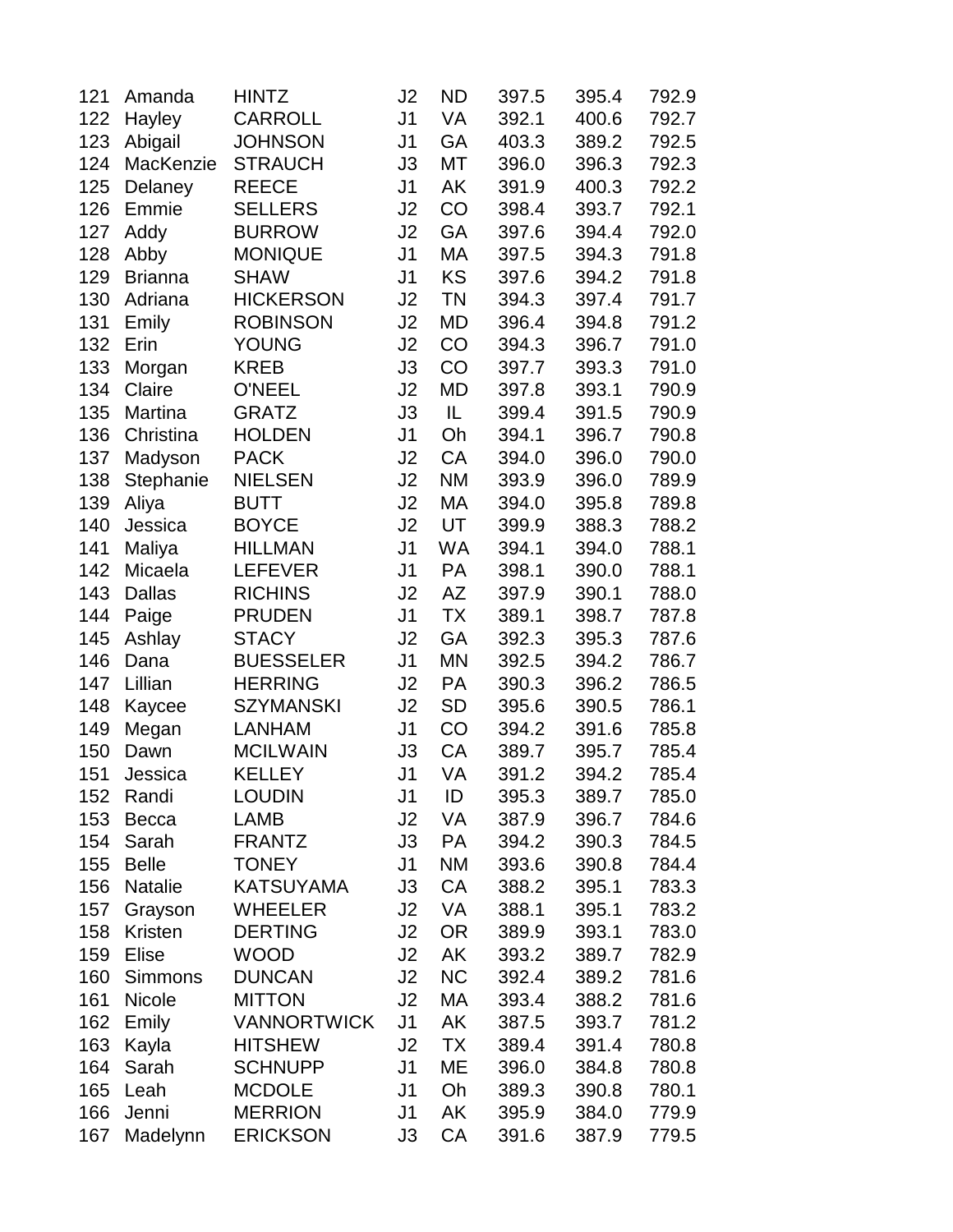| | | | | | | | |
|---|---|---|---|---|---|---|---|
| 121 | Amanda | HINTZ | J2 | ND | 397.5 | 395.4 | 792.9 |
| 122 | Hayley | CARROLL | J1 | VA | 392.1 | 400.6 | 792.7 |
| 123 | Abigail | JOHNSON | J1 | GA | 403.3 | 389.2 | 792.5 |
| 124 | MacKenzie | STRAUCH | J3 | MT | 396.0 | 396.3 | 792.3 |
| 125 | Delaney | REECE | J1 | AK | 391.9 | 400.3 | 792.2 |
| 126 | Emmie | SELLERS | J2 | CO | 398.4 | 393.7 | 792.1 |
| 127 | Addy | BURROW | J2 | GA | 397.6 | 394.4 | 792.0 |
| 128 | Abby | MONIQUE | J1 | MA | 397.5 | 394.3 | 791.8 |
| 129 | Brianna | SHAW | J1 | KS | 397.6 | 394.2 | 791.8 |
| 130 | Adriana | HICKERSON | J2 | TN | 394.3 | 397.4 | 791.7 |
| 131 | Emily | ROBINSON | J2 | MD | 396.4 | 394.8 | 791.2 |
| 132 | Erin | YOUNG | J2 | CO | 394.3 | 396.7 | 791.0 |
| 133 | Morgan | KREB | J3 | CO | 397.7 | 393.3 | 791.0 |
| 134 | Claire | O'NEEL | J2 | MD | 397.8 | 393.1 | 790.9 |
| 135 | Martina | GRATZ | J3 | IL | 399.4 | 391.5 | 790.9 |
| 136 | Christina | HOLDEN | J1 | Oh | 394.1 | 396.7 | 790.8 |
| 137 | Madyson | PACK | J2 | CA | 394.0 | 396.0 | 790.0 |
| 138 | Stephanie | NIELSEN | J2 | NM | 393.9 | 396.0 | 789.9 |
| 139 | Aliya | BUTT | J2 | MA | 394.0 | 395.8 | 789.8 |
| 140 | Jessica | BOYCE | J2 | UT | 399.9 | 388.3 | 788.2 |
| 141 | Maliya | HILLMAN | J1 | WA | 394.1 | 394.0 | 788.1 |
| 142 | Micaela | LEFEVER | J1 | PA | 398.1 | 390.0 | 788.1 |
| 143 | Dallas | RICHINS | J2 | AZ | 397.9 | 390.1 | 788.0 |
| 144 | Paige | PRUDEN | J1 | TX | 389.1 | 398.7 | 787.8 |
| 145 | Ashlay | STACY | J2 | GA | 392.3 | 395.3 | 787.6 |
| 146 | Dana | BUESSELER | J1 | MN | 392.5 | 394.2 | 786.7 |
| 147 | Lillian | HERRING | J2 | PA | 390.3 | 396.2 | 786.5 |
| 148 | Kaycee | SZYMANSKI | J2 | SD | 395.6 | 390.5 | 786.1 |
| 149 | Megan | LANHAM | J1 | CO | 394.2 | 391.6 | 785.8 |
| 150 | Dawn | MCILWAIN | J3 | CA | 389.7 | 395.7 | 785.4 |
| 151 | Jessica | KELLEY | J1 | VA | 391.2 | 394.2 | 785.4 |
| 152 | Randi | LOUDIN | J1 | ID | 395.3 | 389.7 | 785.0 |
| 153 | Becca | LAMB | J2 | VA | 387.9 | 396.7 | 784.6 |
| 154 | Sarah | FRANTZ | J3 | PA | 394.2 | 390.3 | 784.5 |
| 155 | Belle | TONEY | J1 | NM | 393.6 | 390.8 | 784.4 |
| 156 | Natalie | KATSUYAMA | J3 | CA | 388.2 | 395.1 | 783.3 |
| 157 | Grayson | WHEELER | J2 | VA | 388.1 | 395.1 | 783.2 |
| 158 | Kristen | DERTING | J2 | OR | 389.9 | 393.1 | 783.0 |
| 159 | Elise | WOOD | J2 | AK | 393.2 | 389.7 | 782.9 |
| 160 | Simmons | DUNCAN | J2 | NC | 392.4 | 389.2 | 781.6 |
| 161 | Nicole | MITTON | J2 | MA | 393.4 | 388.2 | 781.6 |
| 162 | Emily | VANNORTWICK | J1 | AK | 387.5 | 393.7 | 781.2 |
| 163 | Kayla | HITSHEW | J2 | TX | 389.4 | 391.4 | 780.8 |
| 164 | Sarah | SCHNUPP | J1 | ME | 396.0 | 384.8 | 780.8 |
| 165 | Leah | MCDOLE | J1 | Oh | 389.3 | 390.8 | 780.1 |
| 166 | Jenni | MERRION | J1 | AK | 395.9 | 384.0 | 779.9 |
| 167 | Madelynn | ERICKSON | J3 | CA | 391.6 | 387.9 | 779.5 |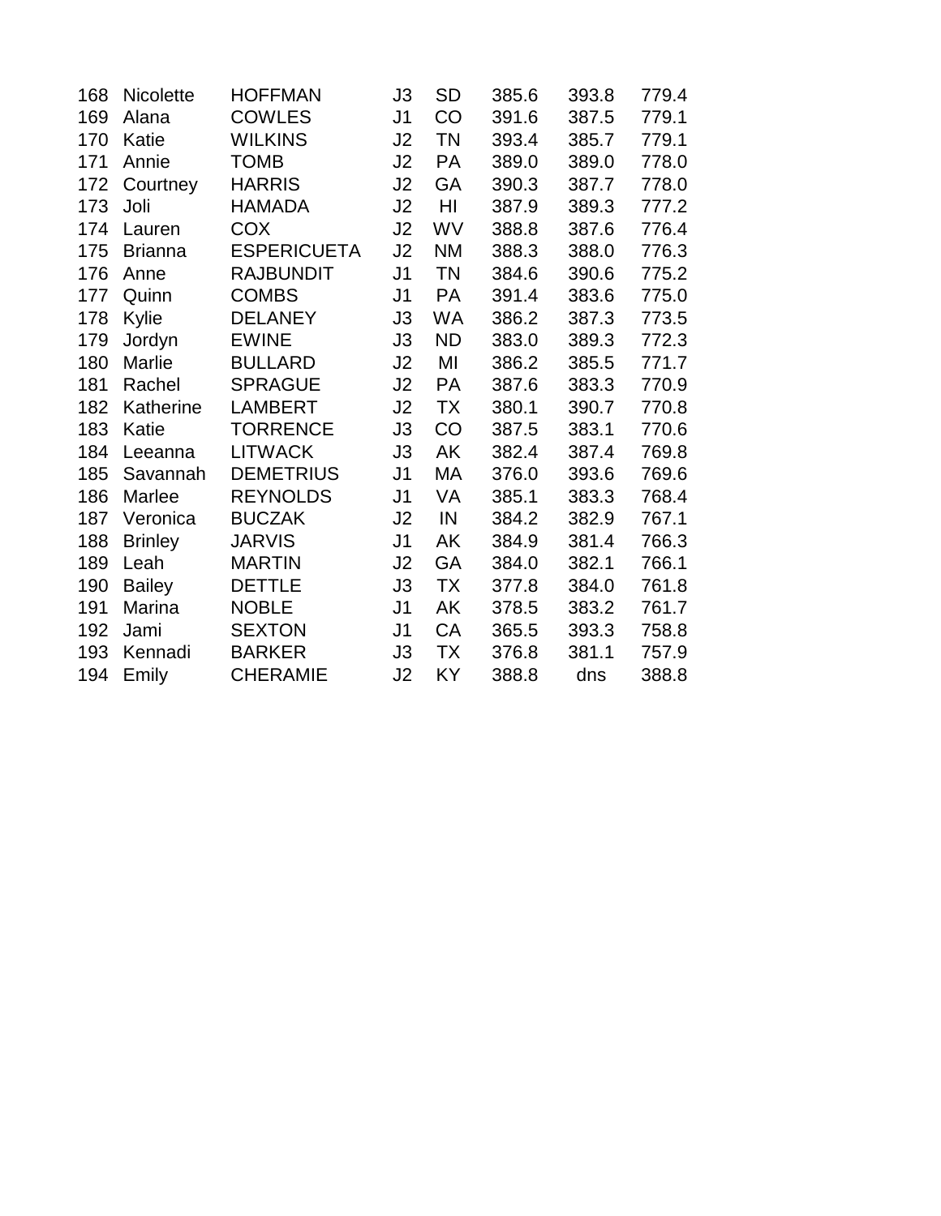| | | | | | | | |
|---|---|---|---|---|---|---|---|
| 168 | Nicolette | HOFFMAN | J3 | SD | 385.6 | 393.8 | 779.4 |
| 169 | Alana | COWLES | J1 | CO | 391.6 | 387.5 | 779.1 |
| 170 | Katie | WILKINS | J2 | TN | 393.4 | 385.7 | 779.1 |
| 171 | Annie | TOMB | J2 | PA | 389.0 | 389.0 | 778.0 |
| 172 | Courtney | HARRIS | J2 | GA | 390.3 | 387.7 | 778.0 |
| 173 | Joli | HAMADA | J2 | HI | 387.9 | 389.3 | 777.2 |
| 174 | Lauren | COX | J2 | WV | 388.8 | 387.6 | 776.4 |
| 175 | Brianna | ESPERICUETA | J2 | NM | 388.3 | 388.0 | 776.3 |
| 176 | Anne | RAJBUNDIT | J1 | TN | 384.6 | 390.6 | 775.2 |
| 177 | Quinn | COMBS | J1 | PA | 391.4 | 383.6 | 775.0 |
| 178 | Kylie | DELANEY | J3 | WA | 386.2 | 387.3 | 773.5 |
| 179 | Jordyn | EWINE | J3 | ND | 383.0 | 389.3 | 772.3 |
| 180 | Marlie | BULLARD | J2 | MI | 386.2 | 385.5 | 771.7 |
| 181 | Rachel | SPRAGUE | J2 | PA | 387.6 | 383.3 | 770.9 |
| 182 | Katherine | LAMBERT | J2 | TX | 380.1 | 390.7 | 770.8 |
| 183 | Katie | TORRENCE | J3 | CO | 387.5 | 383.1 | 770.6 |
| 184 | Leeanna | LITWACK | J3 | AK | 382.4 | 387.4 | 769.8 |
| 185 | Savannah | DEMETRIUS | J1 | MA | 376.0 | 393.6 | 769.6 |
| 186 | Marlee | REYNOLDS | J1 | VA | 385.1 | 383.3 | 768.4 |
| 187 | Veronica | BUCZAK | J2 | IN | 384.2 | 382.9 | 767.1 |
| 188 | Brinley | JARVIS | J1 | AK | 384.9 | 381.4 | 766.3 |
| 189 | Leah | MARTIN | J2 | GA | 384.0 | 382.1 | 766.1 |
| 190 | Bailey | DETTLE | J3 | TX | 377.8 | 384.0 | 761.8 |
| 191 | Marina | NOBLE | J1 | AK | 378.5 | 383.2 | 761.7 |
| 192 | Jami | SEXTON | J1 | CA | 365.5 | 393.3 | 758.8 |
| 193 | Kennadi | BARKER | J3 | TX | 376.8 | 381.1 | 757.9 |
| 194 | Emily | CHERAMIE | J2 | KY | 388.8 | dns | 388.8 |